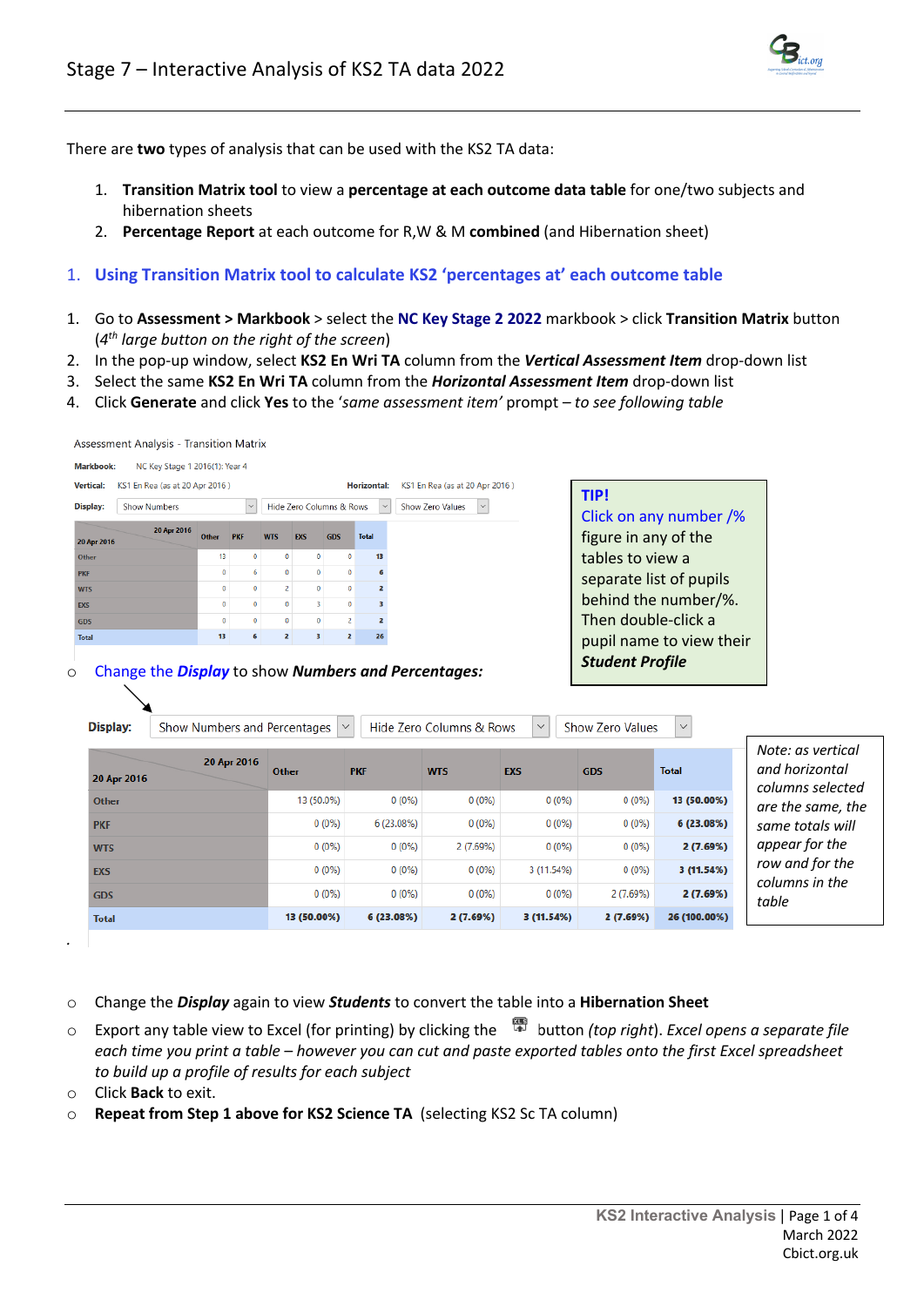# Stage 7 – Interactive Analysis of KS2 TA data 2022

There are **two** types of analysis that can be used with the KS2 TA data:

1. **Transition Matrix tool** to view a **percentage at each outcome data table** for one/two subjects and hibernation sheets
2. **Percentage Report** at each outcome for R,W & M **combined** (and Hibernation sheet)

## 1. Using Transition Matrix tool to calculate KS2 'percentages at' each outcome table

1. Go to **Assessment > Markbook** > select the **NC Key Stage 2 2022** markbook > click **Transition Matrix** button (*4th large button on the right of the screen*)
2. In the pop-up window, select **KS2 En Wri TA** column from the ***Vertical Assessment Item*** drop-down list
3. Select the same **KS2 En Wri TA** column from the ***Horizontal Assessment Item*** drop-down list
4. Click **Generate** and click **Yes** to the '*same assessment item'* prompt – *to see following table*

Assessment Analysis - Transition Matrix

**Markbook:** NC Key Stage 1 2016(1): Year 4

**Vertical:** KS1 En Rea (as at 20 Apr 2016) **Horizontal:** KS1 En Rea (as at 20 Apr 2016)

**Display:** Show Numbers | Hide Zero Columns & Rows | Show Zero Values

| 20 Apr 2016 / 20 Apr 2016 | Other | PKF | WTS | EXS | GDS | Total |
|---|---|---|---|---|---|---|
| Other | 13 | 0 | 0 | 0 | 0 | 13 |
| PKF | 0 | 6 | 0 | 0 | 0 | 6 |
| WTS | 0 | 0 | 2 | 0 | 0 | 2 |
| EXS | 0 | 0 | 0 | 3 | 0 | 3 |
| GDS | 0 | 0 | 0 | 0 | 2 | 2 |
| Total | 13 | 6 | 2 | 3 | 2 | 26 |

**TIP!**
Click on any number /% figure in any of the tables to view a separate list of pupils behind the number/%. Then double-click a pupil name to view their ***Student Profile***

- Change the ***Display*** to show ***Numbers and Percentages:***

**Display:** Show Numbers and Percentages | Hide Zero Columns & Rows | Show Zero Values

| 20 Apr 2016 / 20 Apr 2016 | Other | PKF | WTS | EXS | GDS | Total |
|---|---|---|---|---|---|---|
| Other | 13 (50.0%) | 0 (0%) | 0 (0%) | 0 (0%) | 0 (0%) | **13 (50.00%)** |
| PKF | 0 (0%) | 6 (23.08%) | 0 (0%) | 0 (0%) | 0 (0%) | **6 (23.08%)** |
| WTS | 0 (0%) | 0 (0%) | 2 (7.69%) | 0 (0%) | 0 (0%) | **2 (7.69%)** |
| EXS | 0 (0%) | 0 (0%) | 0 (0%) | 3 (11.54%) | 0 (0%) | **3 (11.54%)** |
| GDS | 0 (0%) | 0 (0%) | 0 (0%) | 0 (0%) | 2 (7.69%) | **2 (7.69%)** |
| **Total** | **13 (50.00%)** | **6 (23.08%)** | **2 (7.69%)** | **3 (11.54%)** | **2 (7.69%)** | **26 (100.00%)** |

*Note: as vertical and horizontal columns selected are the same, the same totals will appear for the row and for the columns in the table*

- Change the ***Display*** again to view ***Students*** to convert the table into a **Hibernation Sheet**
- Export any table view to Excel (for printing) by clicking the button *(top right)*. *Excel opens a separate file each time you print a table – however you can cut and paste exported tables onto the first Excel spreadsheet to build up a profile of results for each subject*
- Click **Back** to exit.
- **Repeat from Step 1 above for KS2 Science TA** (selecting KS2 Sc TA column)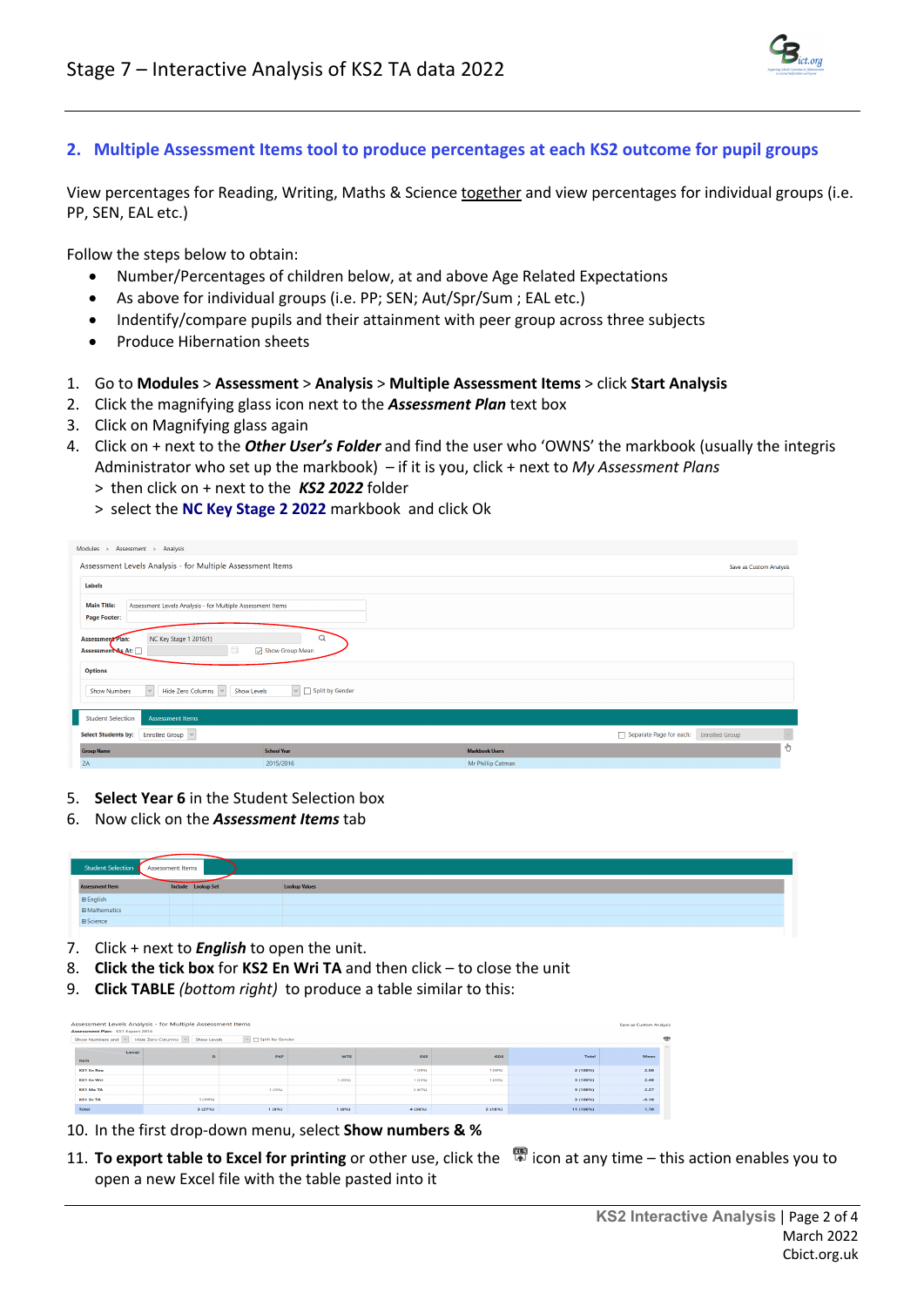## 2. Multiple Assessment Items tool to produce percentages at each KS2 outcome for pupil groups

View percentages for Reading, Writing, Maths & Science together and view percentages for individual groups (i.e. PP, SEN, EAL etc.)

Follow the steps below to obtain:

- Number/Percentages of children below, at and above Age Related Expectations
- As above for individual groups (i.e. PP; SEN; Aut/Spr/Sum ; EAL etc.)
- Indentify/compare pupils and their attainment with peer group across three subjects
- Produce Hibernation sheets

1. Go to **Modules** > **Assessment** > **Analysis** > **Multiple Assessment Items** > click **Start Analysis**
2. Click the magnifying glass icon next to the ***Assessment Plan*** text box
3. Click on Magnifying glass again
4. Click on + next to the ***Other User's Folder*** and find the user who 'OWNS' the markbook (usually the integris Administrator who set up the markbook) – if it is you, click + next to *My Assessment Plans*
   > then click on + next to the ***KS2 2022*** folder
   > select the **NC Key Stage 2 2022** markbook and click Ok

5. **Select Year 6** in the Student Selection box
6. Now click on the ***Assessment Items*** tab

7. Click + next to ***English*** to open the unit.
8. **Click the tick box** for **KS2 En Wri TA** and then click – to close the unit
9. **Click TABLE** *(bottom right)* to produce a table similar to this:

10. In the first drop-down menu, select **Show numbers & %**
11. **To export table to Excel for printing** or other use, click the icon at any time – this action enables you to open a new Excel file with the table pasted into it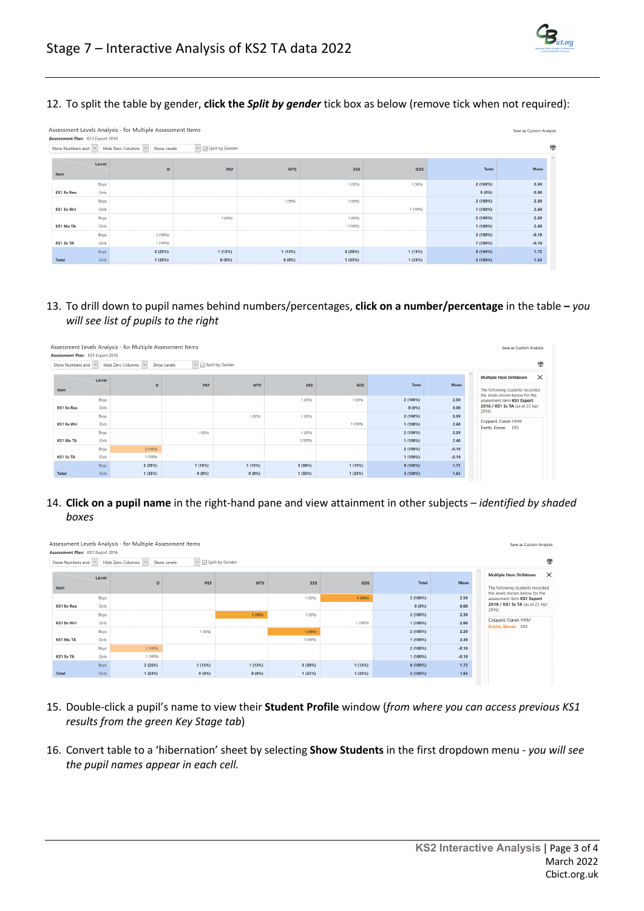# Stage 7 – Interactive Analysis of KS2 TA data 2022

12. To split the table by gender, **click the *Split by gender*** tick box as below (remove tick when not required):

Assessment Levels Analysis - for Multiple Assessment Items
**Assessment Plan:** KS1 Export 2016

Show Numbers and | Hide Zero Columns | Show Levels | ☑ Split by Gender | Save as Custom Analysis

| Item | Level | D | PKF | WTS | EXS | GDS | Total | Mean |
|---|---|---|---|---|---|---|---|---|
| KS1 En Rea | Boys | | | | 1 (50%) | 1 (50%) | 2 (100%) | 2.50 |
| | Girls | | | | | | 0 (0%) | 0.00 |
| KS1 En Wri | Boys | | | 1 (50%) | 1 (50%) | | 2 (100%) | 2.30 |
| | Girls | | | | | 1 (100%) | 1 (100%) | 2.60 |
| KS1 Ma TA | Boys | | 1 (50%) | | 1 (50%) | | 2 (100%) | 2.20 |
| | Girls | | | | 1 (100%) | | 1 (100%) | 2.40 |
| KS1 Sc TA | Boys | 2 (100%) | | | | | 2 (100%) | -0.10 |
| | Girls | 1 (100%) | | | | | 1 (100%) | -0.10 |
| Total | Boys | 2 (25%) | 1 (13%) | 1 (13%) | 3 (38%) | 1 (13%) | 8 (100%) | 1.72 |
| | Girls | 1 (33%) | 0 (0%) | 0 (0%) | 1 (33%) | 1 (33%) | 3 (100%) | 1.63 |

13. To drill down to pupil names behind numbers/percentages, **click on a number/percentage** in the table **–** *you will see list of pupils to the right*

Multiple Item Drilldown

The following students recorded the levels shown below for the assessment item **KS1 Export 2016 / KS1 Sc TA** (as at 23 Apr 2016)

Coppard, Ciaran HNM
Everts, Kieran EXS

14. **Click on a pupil name** in the right-hand pane and view attainment in other subjects – *identified by shaded boxes*

15. Double-click a pupil's name to view their **Student Profile** window (*from where you can access previous KS1 results from the green Key Stage tab*)

16. Convert table to a 'hibernation' sheet by selecting **Show Students** in the first dropdown menu - *you will see the pupil names appear in each cell.*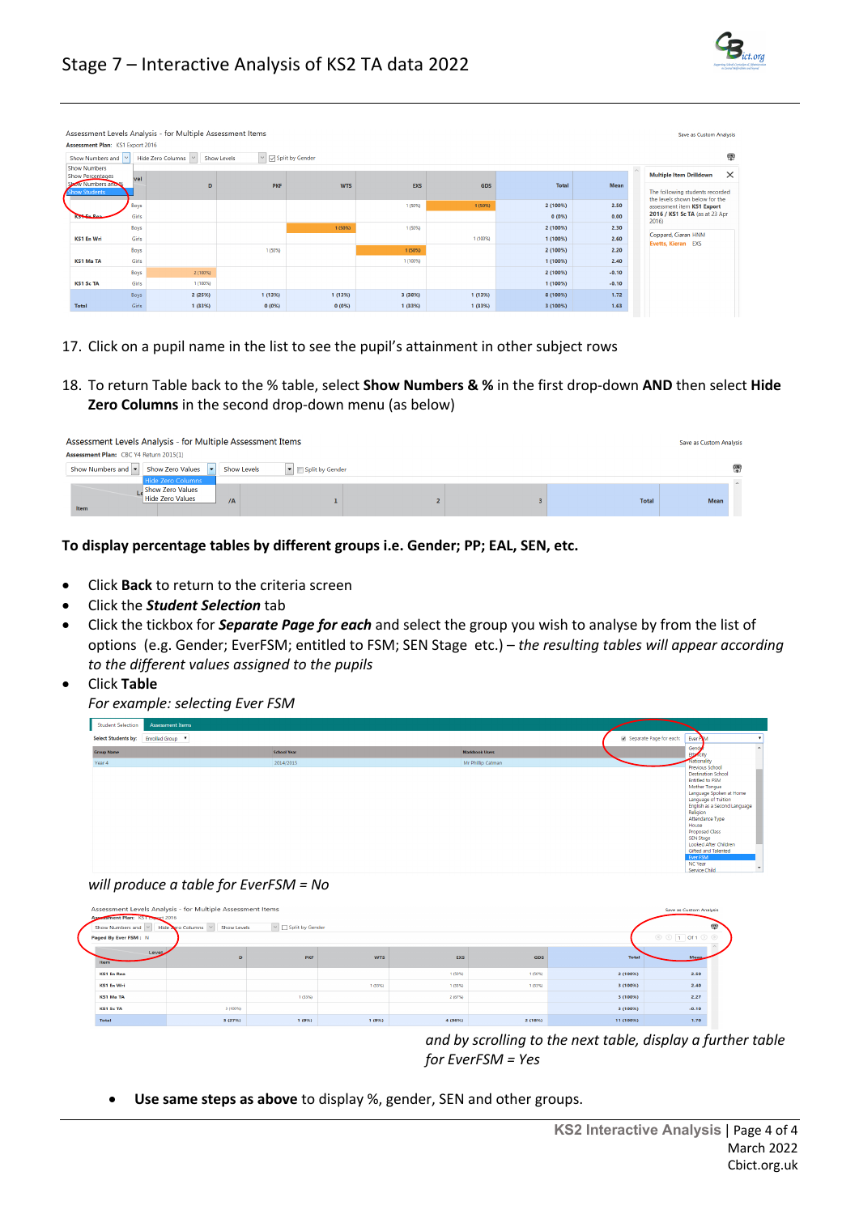# Stage 7 – Interactive Analysis of KS2 TA data 2022

17. Click on a pupil name in the list to see the pupil's attainment in other subject rows

18. To return Table back to the % table, select **Show Numbers & %** in the first drop-down **AND** then select **Hide Zero Columns** in the second drop-down menu (as below)

**To display percentage tables by different groups i.e. Gender; PP; EAL, SEN, etc.**

- Click **Back** to return to the criteria screen
- Click the ***Student Selection*** tab
- Click the tickbox for ***Separate Page for each*** and select the group you wish to analyse by from the list of options (e.g. Gender; EverFSM; entitled to FSM; SEN Stage etc.) – *the resulting tables will appear according to the different values assigned to the pupils*
- Click **Table**

  *For example: selecting Ever FSM*

  *will produce a table for EverFSM = No*

  *and by scrolling to the next table, display a further table for EverFSM = Yes*

- **Use same steps as above** to display %, gender, SEN and other groups.